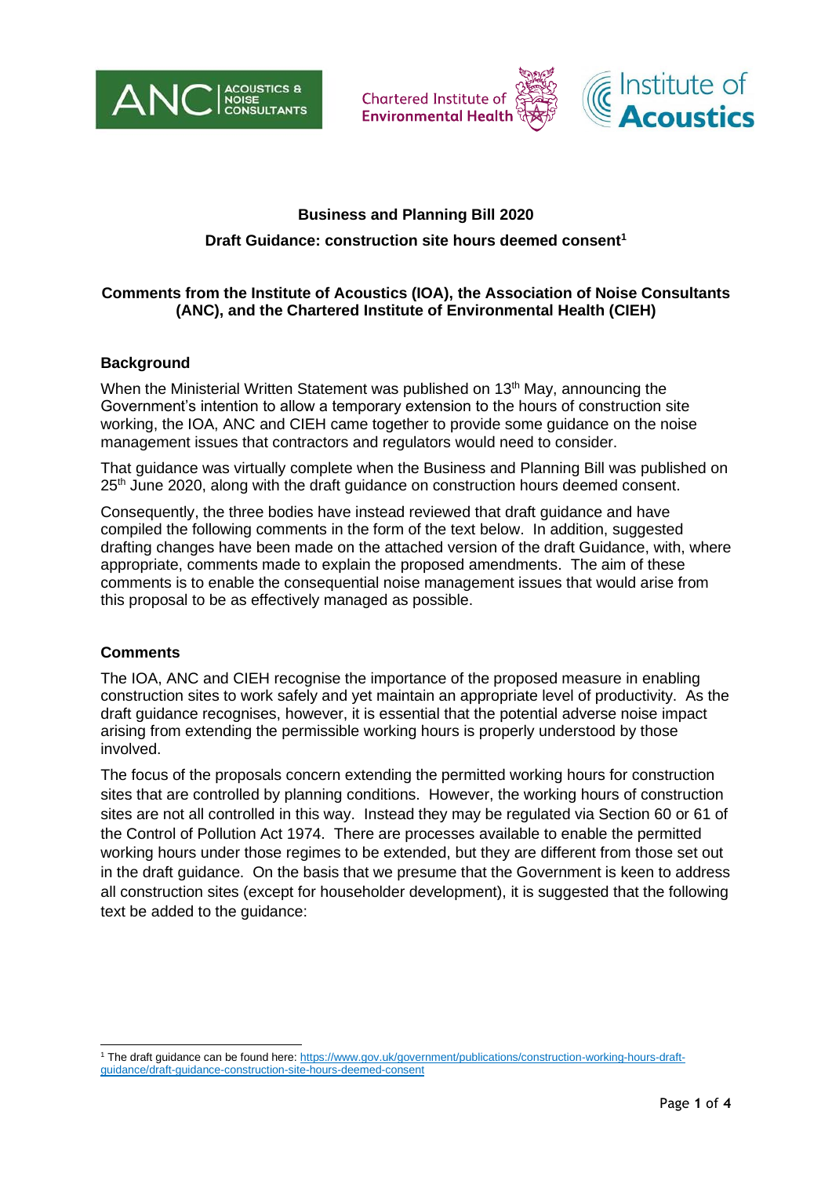## Business and Planning Bill 2020

### Draft Guidance: construction site hours deemed consent[1]

### Comments from the Institute of Acoustics (IOA), the Association of Noise Consultants (ANC), and the Chartered Institute of Environmental Health (CIEH)

### Background

When the Ministerial Written Statement was published on 13th May, announcing the Government's intention to allow a temporary extension to the hours of construction site working, the IOA, ANC and CIEH came together to provide some guidance on the noise management issues that contractors and regulators would need to consider.

That guidance was virtually complete when the Business and Planning Bill was published on 25th June 2020, along with the draft guidance on construction hours deemed consent.

Consequently, the three bodies have instead reviewed that draft guidance and have compiled the following comments in the form of the text below. In addition, suggested drafting changes have been made on the attached version of the draft Guidance, with, where appropriate, comments made to explain the proposed amendments. The aim of these comments is to enable the consequential noise management issues that would arise from this proposal to be as effectively managed as possible.

### Comments

The IOA, ANC and CIEH recognise the importance of the proposed measure in enabling construction sites to work safely and yet maintain an appropriate level of productivity. As the draft guidance recognises, however, it is essential that the potential adverse noise impact arising from extending the permissible working hours is properly understood by those involved.

The focus of the proposals concern extending the permitted working hours for construction sites that are controlled by planning conditions. However, the working hours of construction sites are not all controlled in this way. Instead they may be regulated via Section 60 or 61 of the Control of Pollution Act 1974. There are processes available to enable the permitted working hours under those regimes to be extended, but they are different from those set out in the draft guidance. On the basis that we presume that the Government is keen to address all construction sites (except for householder development), it is suggested that the following text be added to the guidance:

[1] The draft guidance can be found here: https://www.gov.uk/government/publications/construction-working-hours-draft-guidance/draft-guidance-construction-site-hours-deemed-consent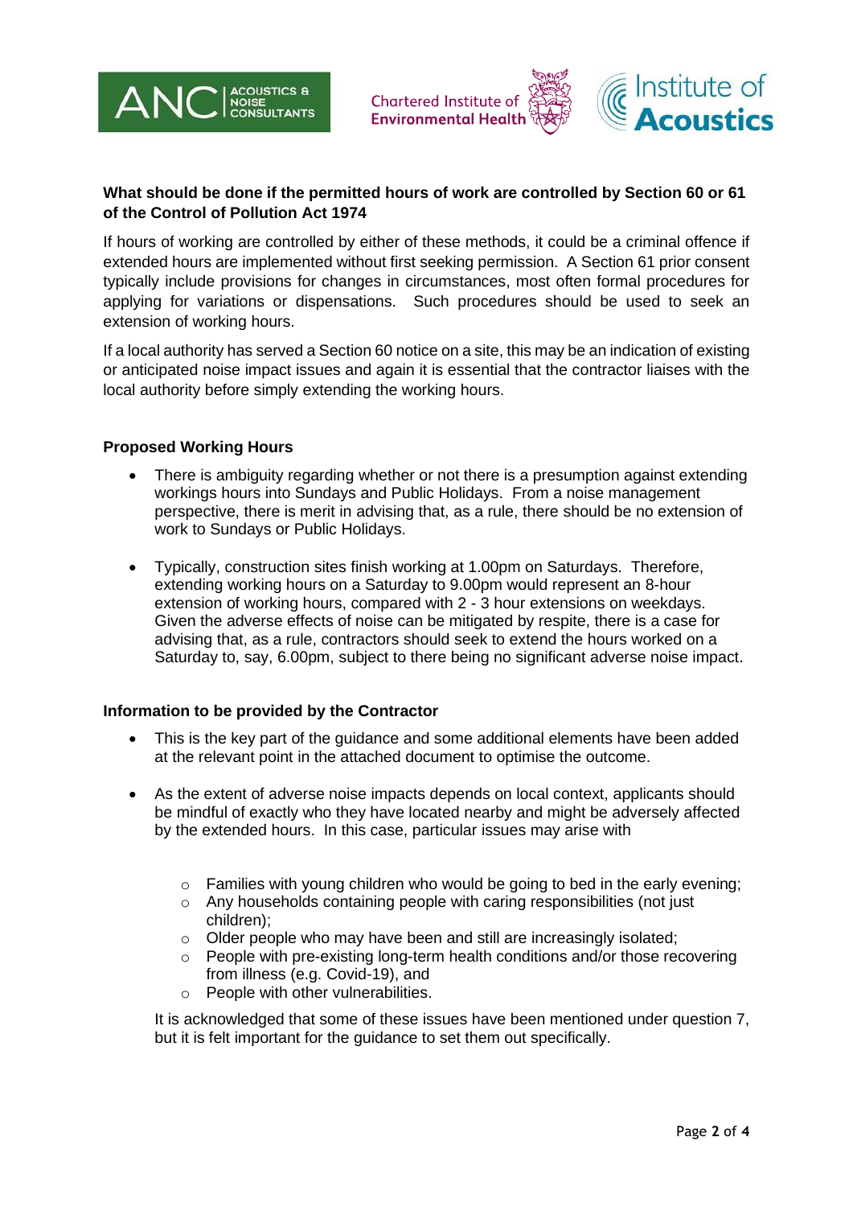**What should be done if the permitted hours of work are controlled by Section 60 or 61 of the Control of Pollution Act 1974**

If hours of working are controlled by either of these methods, it could be a criminal offence if extended hours are implemented without first seeking permission. A Section 61 prior consent typically include provisions for changes in circumstances, most often formal procedures for applying for variations or dispensations. Such procedures should be used to seek an extension of working hours.

If a local authority has served a Section 60 notice on a site, this may be an indication of existing or anticipated noise impact issues and again it is essential that the contractor liaises with the local authority before simply extending the working hours.

**Proposed Working Hours**

- There is ambiguity regarding whether or not there is a presumption against extending workings hours into Sundays and Public Holidays. From a noise management perspective, there is merit in advising that, as a rule, there should be no extension of work to Sundays or Public Holidays.

- Typically, construction sites finish working at 1.00pm on Saturdays. Therefore, extending working hours on a Saturday to 9.00pm would represent an 8-hour extension of working hours, compared with 2 - 3 hour extensions on weekdays. Given the adverse effects of noise can be mitigated by respite, there is a case for advising that, as a rule, contractors should seek to extend the hours worked on a Saturday to, say, 6.00pm, subject to there being no significant adverse noise impact.

**Information to be provided by the Contractor**

- This is the key part of the guidance and some additional elements have been added at the relevant point in the attached document to optimise the outcome.

- As the extent of adverse noise impacts depends on local context, applicants should be mindful of exactly who they have located nearby and might be adversely affected by the extended hours. In this case, particular issues may arise with

  - Families with young children who would be going to bed in the early evening;
  - Any households containing people with caring responsibilities (not just children);
  - Older people who may have been and still are increasingly isolated;
  - People with pre-existing long-term health conditions and/or those recovering from illness (e.g. Covid-19), and
  - People with other vulnerabilities.

  It is acknowledged that some of these issues have been mentioned under question 7, but it is felt important for the guidance to set them out specifically.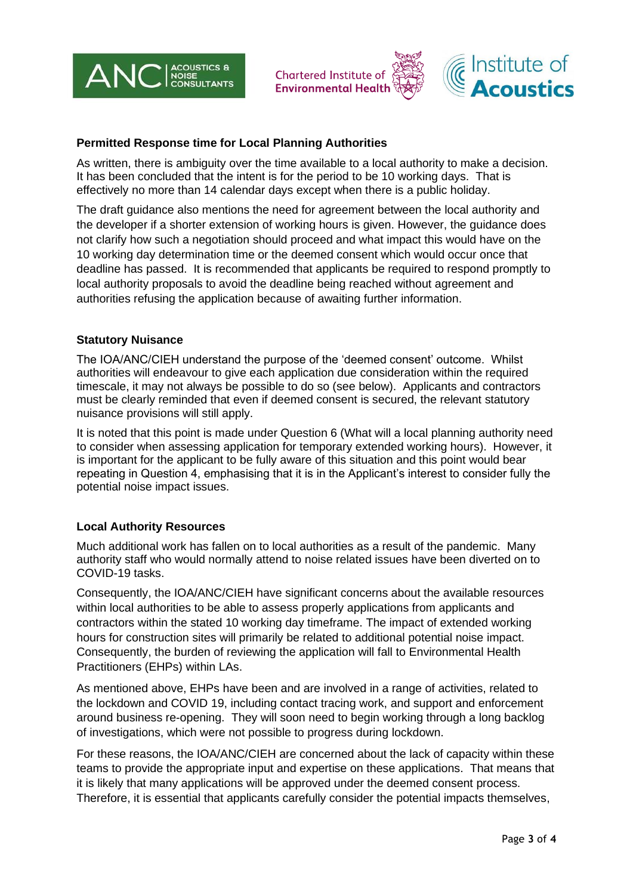**Permitted Response time for Local Planning Authorities**

As written, there is ambiguity over the time available to a local authority to make a decision. It has been concluded that the intent is for the period to be 10 working days. That is effectively no more than 14 calendar days except when there is a public holiday.

The draft guidance also mentions the need for agreement between the local authority and the developer if a shorter extension of working hours is given. However, the guidance does not clarify how such a negotiation should proceed and what impact this would have on the 10 working day determination time or the deemed consent which would occur once that deadline has passed. It is recommended that applicants be required to respond promptly to local authority proposals to avoid the deadline being reached without agreement and authorities refusing the application because of awaiting further information.

**Statutory Nuisance**

The IOA/ANC/CIEH understand the purpose of the 'deemed consent' outcome. Whilst authorities will endeavour to give each application due consideration within the required timescale, it may not always be possible to do so (see below). Applicants and contractors must be clearly reminded that even if deemed consent is secured, the relevant statutory nuisance provisions will still apply.

It is noted that this point is made under Question 6 (What will a local planning authority need to consider when assessing application for temporary extended working hours). However, it is important for the applicant to be fully aware of this situation and this point would bear repeating in Question 4, emphasising that it is in the Applicant's interest to consider fully the potential noise impact issues.

**Local Authority Resources**

Much additional work has fallen on to local authorities as a result of the pandemic. Many authority staff who would normally attend to noise related issues have been diverted on to COVID-19 tasks.

Consequently, the IOA/ANC/CIEH have significant concerns about the available resources within local authorities to be able to assess properly applications from applicants and contractors within the stated 10 working day timeframe. The impact of extended working hours for construction sites will primarily be related to additional potential noise impact. Consequently, the burden of reviewing the application will fall to Environmental Health Practitioners (EHPs) within LAs.

As mentioned above, EHPs have been and are involved in a range of activities, related to the lockdown and COVID 19, including contact tracing work, and support and enforcement around business re-opening. They will soon need to begin working through a long backlog of investigations, which were not possible to progress during lockdown.

For these reasons, the IOA/ANC/CIEH are concerned about the lack of capacity within these teams to provide the appropriate input and expertise on these applications. That means that it is likely that many applications will be approved under the deemed consent process. Therefore, it is essential that applicants carefully consider the potential impacts themselves,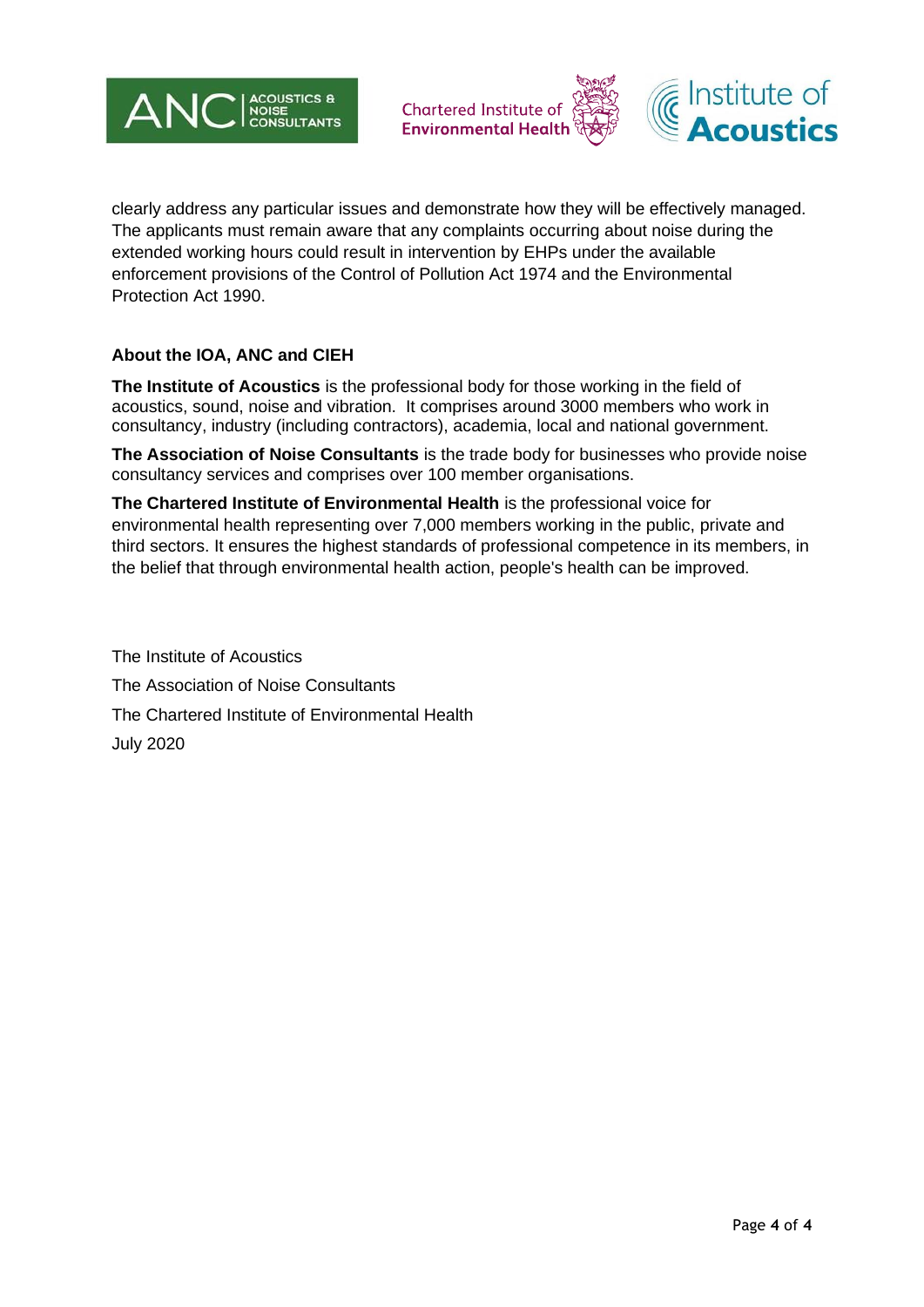clearly address any particular issues and demonstrate how they will be effectively managed. The applicants must remain aware that any complaints occurring about noise during the extended working hours could result in intervention by EHPs under the available enforcement provisions of the Control of Pollution Act 1974 and the Environmental Protection Act 1990.

## About the IOA, ANC and CIEH

**The Institute of Acoustics** is the professional body for those working in the field of acoustics, sound, noise and vibration. It comprises around 3000 members who work in consultancy, industry (including contractors), academia, local and national government.

**The Association of Noise Consultants** is the trade body for businesses who provide noise consultancy services and comprises over 100 member organisations.

**The Chartered Institute of Environmental Health** is the professional voice for environmental health representing over 7,000 members working in the public, private and third sectors. It ensures the highest standards of professional competence in its members, in the belief that through environmental health action, people's health can be improved.

The Institute of Acoustics

The Association of Noise Consultants

The Chartered Institute of Environmental Health

July 2020